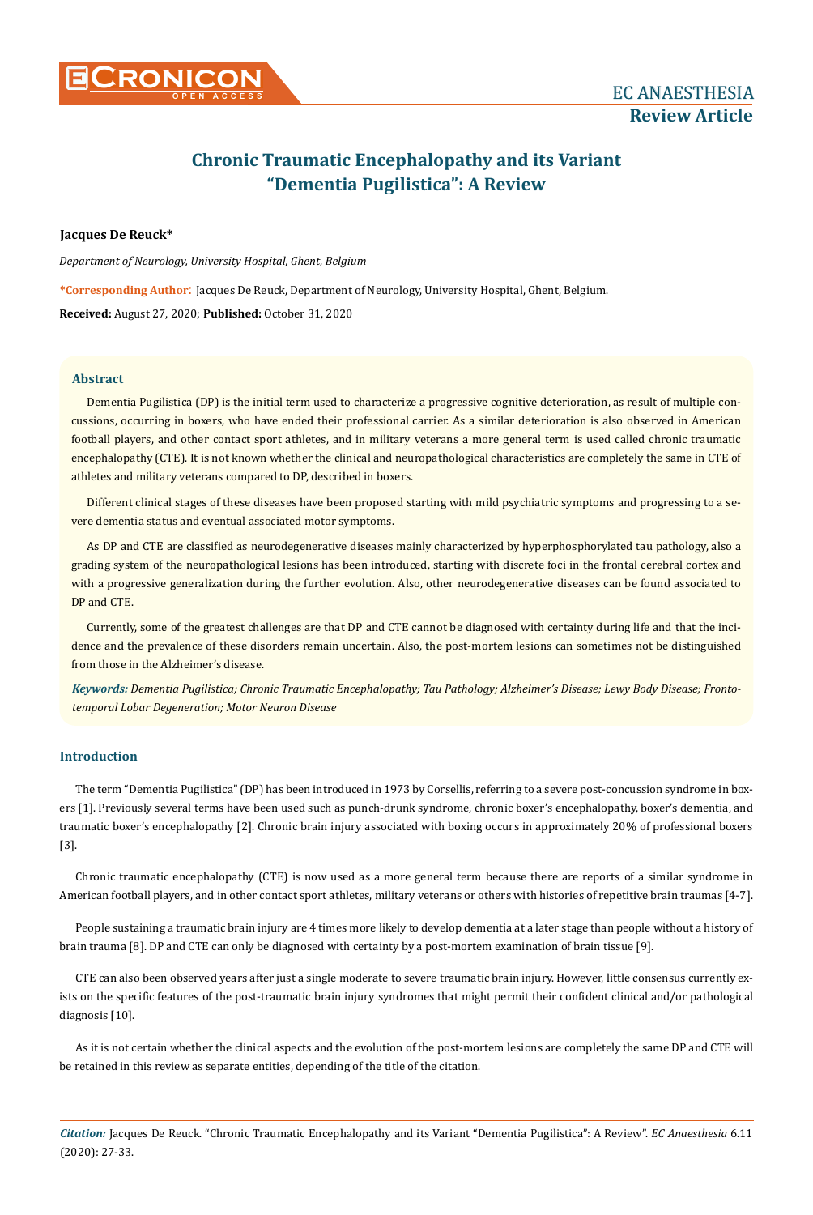# Chronic Traumatic Encephalopathy and its Variant "Dementia Pugilistica": A Review

**Jacques De Reuck***

*Department of Neurology, University Hospital, Ghent, Belgium*

**\*Corresponding Author:** Jacques De Reuck, Department of Neurology, University Hospital, Ghent, Belgium.

**Received:** August 27, 2020; **Published:** October 31, 2020

## Abstract

Dementia Pugilistica (DP) is the initial term used to characterize a progressive cognitive deterioration, as result of multiple concussions, occurring in boxers, who have ended their professional carrier. As a similar deterioration is also observed in American football players, and other contact sport athletes, and in military veterans a more general term is used called chronic traumatic encephalopathy (CTE). It is not known whether the clinical and neuropathological characteristics are completely the same in CTE of athletes and military veterans compared to DP, described in boxers.

Different clinical stages of these diseases have been proposed starting with mild psychiatric symptoms and progressing to a severe dementia status and eventual associated motor symptoms.

As DP and CTE are classified as neurodegenerative diseases mainly characterized by hyperphosphorylated tau pathology, also a grading system of the neuropathological lesions has been introduced, starting with discrete foci in the frontal cerebral cortex and with a progressive generalization during the further evolution. Also, other neurodegenerative diseases can be found associated to DP and CTE.

Currently, some of the greatest challenges are that DP and CTE cannot be diagnosed with certainty during life and that the incidence and the prevalence of these disorders remain uncertain. Also, the post-mortem lesions can sometimes not be distinguished from those in the Alzheimer's disease.

***Keywords:*** *Dementia Pugilistica; Chronic Traumatic Encephalopathy; Tau Pathology; Alzheimer's Disease; Lewy Body Disease; Frontotemporal Lobar Degeneration; Motor Neuron Disease*

## Introduction

The term "Dementia Pugilistica" (DP) has been introduced in 1973 by Corsellis, referring to a severe post-concussion syndrome in boxers [1]. Previously several terms have been used such as punch-drunk syndrome, chronic boxer's encephalopathy, boxer's dementia, and traumatic boxer's encephalopathy [2]. Chronic brain injury associated with boxing occurs in approximately 20% of professional boxers [3].

Chronic traumatic encephalopathy (CTE) is now used as a more general term because there are reports of a similar syndrome in American football players, and in other contact sport athletes, military veterans or others with histories of repetitive brain traumas [4-7].

People sustaining a traumatic brain injury are 4 times more likely to develop dementia at a later stage than people without a history of brain trauma [8]. DP and CTE can only be diagnosed with certainty by a post-mortem examination of brain tissue [9].

CTE can also been observed years after just a single moderate to severe traumatic brain injury. However, little consensus currently exists on the specific features of the post-traumatic brain injury syndromes that might permit their confident clinical and/or pathological diagnosis [10].

As it is not certain whether the clinical aspects and the evolution of the post-mortem lesions are completely the same DP and CTE will be retained in this review as separate entities, depending of the title of the citation.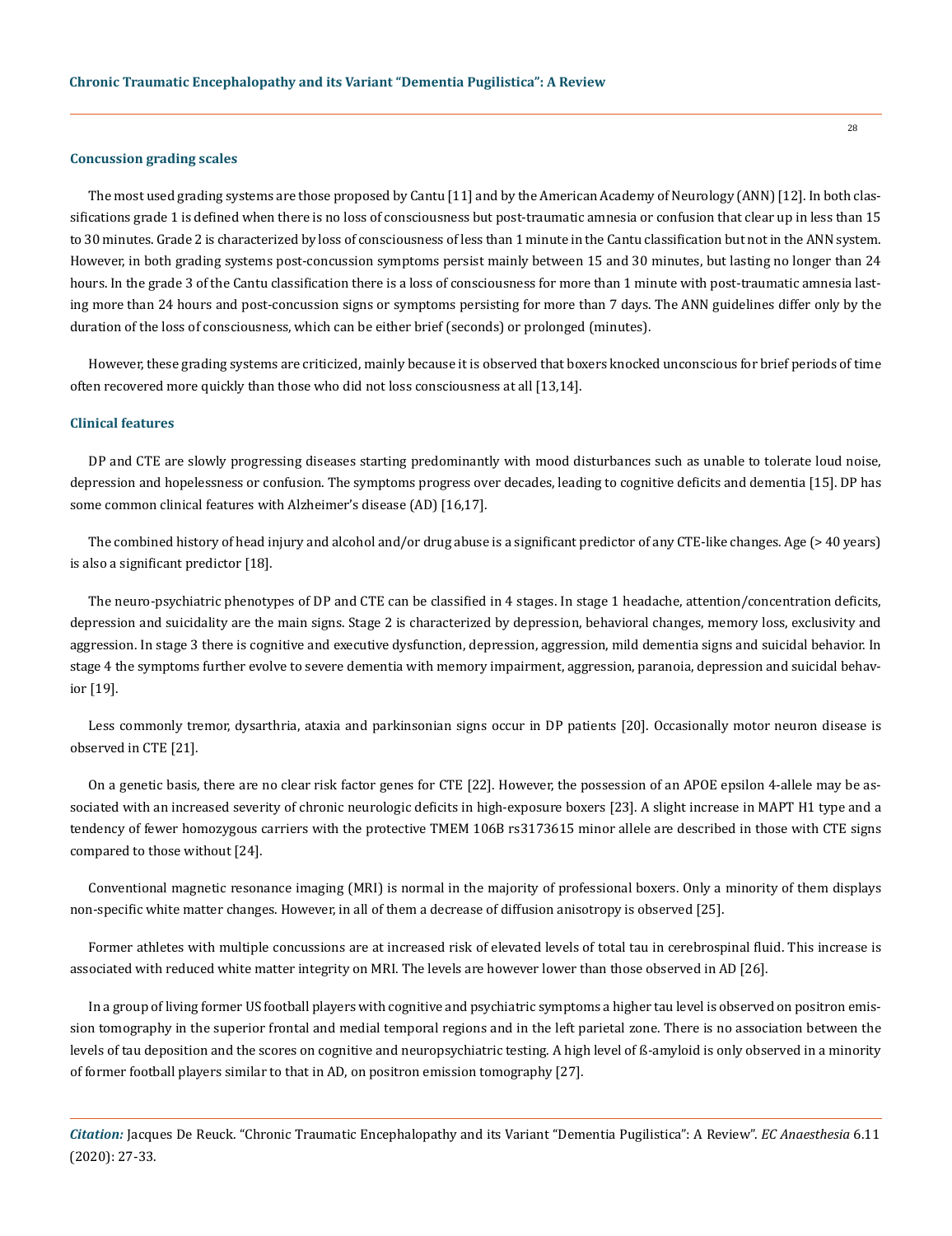### Concussion grading scales

The most used grading systems are those proposed by Cantu [11] and by the American Academy of Neurology (ANN) [12]. In both classifications grade 1 is defined when there is no loss of consciousness but post-traumatic amnesia or confusion that clear up in less than 15 to 30 minutes. Grade 2 is characterized by loss of consciousness of less than 1 minute in the Cantu classification but not in the ANN system. However, in both grading systems post-concussion symptoms persist mainly between 15 and 30 minutes, but lasting no longer than 24 hours. In the grade 3 of the Cantu classification there is a loss of consciousness for more than 1 minute with post-traumatic amnesia lasting more than 24 hours and post-concussion signs or symptoms persisting for more than 7 days. The ANN guidelines differ only by the duration of the loss of consciousness, which can be either brief (seconds) or prolonged (minutes).

However, these grading systems are criticized, mainly because it is observed that boxers knocked unconscious for brief periods of time often recovered more quickly than those who did not loss consciousness at all [13,14].

### Clinical features

DP and CTE are slowly progressing diseases starting predominantly with mood disturbances such as unable to tolerate loud noise, depression and hopelessness or confusion. The symptoms progress over decades, leading to cognitive deficits and dementia [15]. DP has some common clinical features with Alzheimer's disease (AD) [16,17].

The combined history of head injury and alcohol and/or drug abuse is a significant predictor of any CTE-like changes. Age (> 40 years) is also a significant predictor [18].

The neuro-psychiatric phenotypes of DP and CTE can be classified in 4 stages. In stage 1 headache, attention/concentration deficits, depression and suicidality are the main signs. Stage 2 is characterized by depression, behavioral changes, memory loss, exclusivity and aggression. In stage 3 there is cognitive and executive dysfunction, depression, aggression, mild dementia signs and suicidal behavior. In stage 4 the symptoms further evolve to severe dementia with memory impairment, aggression, paranoia, depression and suicidal behavior [19].

Less commonly tremor, dysarthria, ataxia and parkinsonian signs occur in DP patients [20]. Occasionally motor neuron disease is observed in CTE [21].

On a genetic basis, there are no clear risk factor genes for CTE [22]. However, the possession of an APOE epsilon 4-allele may be associated with an increased severity of chronic neurologic deficits in high-exposure boxers [23]. A slight increase in MAPT H1 type and a tendency of fewer homozygous carriers with the protective TMEM 106B rs3173615 minor allele are described in those with CTE signs compared to those without [24].

Conventional magnetic resonance imaging (MRI) is normal in the majority of professional boxers. Only a minority of them displays non-specific white matter changes. However, in all of them a decrease of diffusion anisotropy is observed [25].

Former athletes with multiple concussions are at increased risk of elevated levels of total tau in cerebrospinal fluid. This increase is associated with reduced white matter integrity on MRI. The levels are however lower than those observed in AD [26].

In a group of living former US football players with cognitive and psychiatric symptoms a higher tau level is observed on positron emission tomography in the superior frontal and medial temporal regions and in the left parietal zone. There is no association between the levels of tau deposition and the scores on cognitive and neuropsychiatric testing. A high level of ß-amyloid is only observed in a minority of former football players similar to that in AD, on positron emission tomography [27].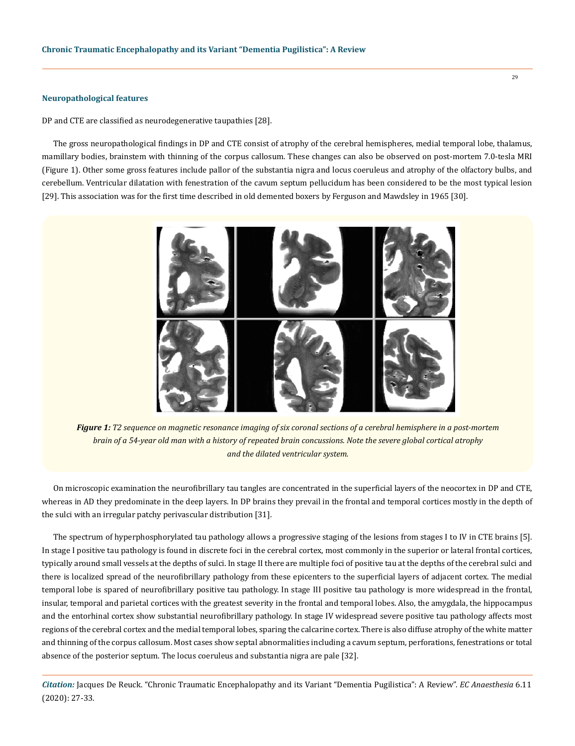## Neuropathological features

DP and CTE are classified as neurodegenerative taupathies [28].

The gross neuropathological findings in DP and CTE consist of atrophy of the cerebral hemispheres, medial temporal lobe, thalamus, mamillary bodies, brainstem with thinning of the corpus callosum. These changes can also be observed on post-mortem 7.0-tesla MRI (Figure 1). Other some gross features include pallor of the substantia nigra and locus coeruleus and atrophy of the olfactory bulbs, and cerebellum. Ventricular dilatation with fenestration of the cavum septum pellucidum has been considered to be the most typical lesion [29]. This association was for the first time described in old demented boxers by Ferguson and Mawdsley in 1965 [30].

***Figure 1:*** *T2 sequence on magnetic resonance imaging of six coronal sections of a cerebral hemisphere in a post-mortem brain of a 54-year old man with a history of repeated brain concussions. Note the severe global cortical atrophy and the dilated ventricular system.*

On microscopic examination the neurofibrillary tau tangles are concentrated in the superficial layers of the neocortex in DP and CTE, whereas in AD they predominate in the deep layers. In DP brains they prevail in the frontal and temporal cortices mostly in the depth of the sulci with an irregular patchy perivascular distribution [31].

The spectrum of hyperphosphorylated tau pathology allows a progressive staging of the lesions from stages I to IV in CTE brains [5]. In stage I positive tau pathology is found in discrete foci in the cerebral cortex, most commonly in the superior or lateral frontal cortices, typically around small vessels at the depths of sulci. In stage II there are multiple foci of positive tau at the depths of the cerebral sulci and there is localized spread of the neurofibrillary pathology from these epicenters to the superficial layers of adjacent cortex. The medial temporal lobe is spared of neurofibrillary positive tau pathology. In stage III positive tau pathology is more widespread in the frontal, insular, temporal and parietal cortices with the greatest severity in the frontal and temporal lobes. Also, the amygdala, the hippocampus and the entorhinal cortex show substantial neurofibrillary pathology. In stage IV widespread severe positive tau pathology affects most regions of the cerebral cortex and the medial temporal lobes, sparing the calcarine cortex. There is also diffuse atrophy of the white matter and thinning of the corpus callosum. Most cases show septal abnormalities including a cavum septum, perforations, fenestrations or total absence of the posterior septum. The locus coeruleus and substantia nigra are pale [32].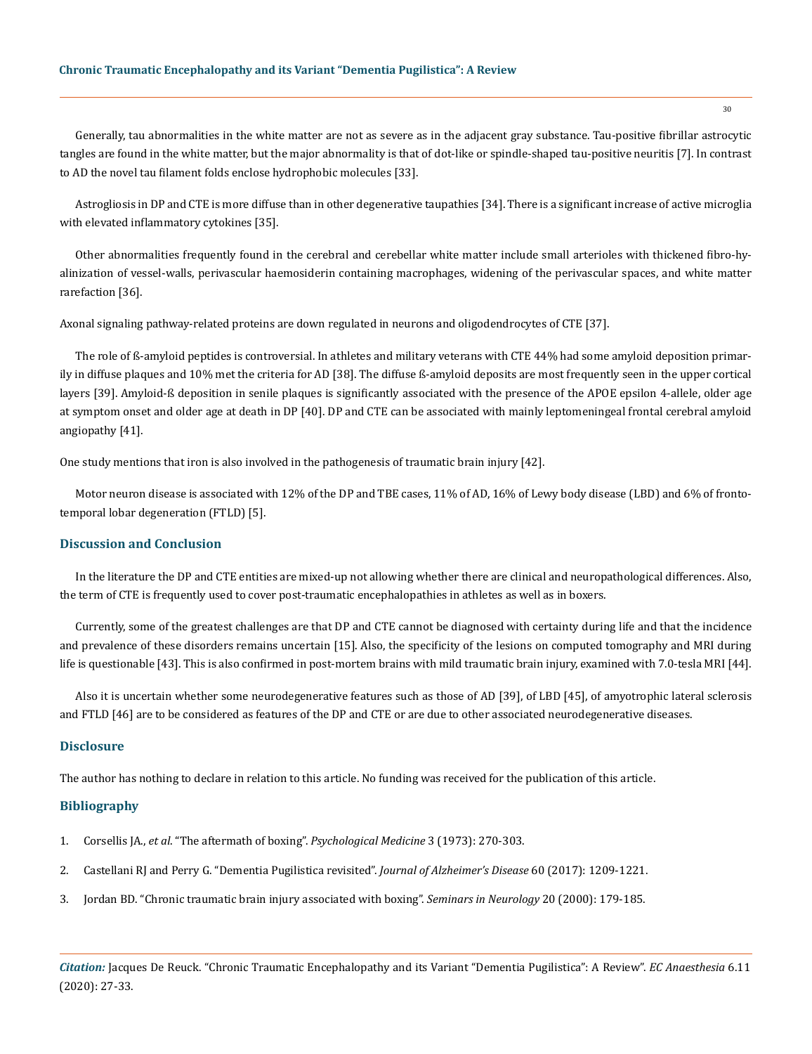Generally, tau abnormalities in the white matter are not as severe as in the adjacent gray substance. Tau-positive fibrillar astrocytic tangles are found in the white matter, but the major abnormality is that of dot-like or spindle-shaped tau-positive neuritis [7]. In contrast to AD the novel tau filament folds enclose hydrophobic molecules [33].

Astrogliosis in DP and CTE is more diffuse than in other degenerative taupathies [34]. There is a significant increase of active microglia with elevated inflammatory cytokines [35].

Other abnormalities frequently found in the cerebral and cerebellar white matter include small arterioles with thickened fibro-hyalinization of vessel-walls, perivascular haemosiderin containing macrophages, widening of the perivascular spaces, and white matter rarefaction [36].

Axonal signaling pathway-related proteins are down regulated in neurons and oligodendrocytes of CTE [37].

The role of ß-amyloid peptides is controversial. In athletes and military veterans with CTE 44% had some amyloid deposition primarily in diffuse plaques and 10% met the criteria for AD [38]. The diffuse ß-amyloid deposits are most frequently seen in the upper cortical layers [39]. Amyloid-ß deposition in senile plaques is significantly associated with the presence of the APOE epsilon 4-allele, older age at symptom onset and older age at death in DP [40]. DP and CTE can be associated with mainly leptomeningeal frontal cerebral amyloid angiopathy [41].

One study mentions that iron is also involved in the pathogenesis of traumatic brain injury [42].

Motor neuron disease is associated with 12% of the DP and TBE cases, 11% of AD, 16% of Lewy body disease (LBD) and 6% of fronto-temporal lobar degeneration (FTLD) [5].

## Discussion and Conclusion

In the literature the DP and CTE entities are mixed-up not allowing whether there are clinical and neuropathological differences. Also, the term of CTE is frequently used to cover post-traumatic encephalopathies in athletes as well as in boxers.

Currently, some of the greatest challenges are that DP and CTE cannot be diagnosed with certainty during life and that the incidence and prevalence of these disorders remains uncertain [15]. Also, the specificity of the lesions on computed tomography and MRI during life is questionable [43]. This is also confirmed in post-mortem brains with mild traumatic brain injury, examined with 7.0-tesla MRI [44].

Also it is uncertain whether some neurodegenerative features such as those of AD [39], of LBD [45], of amyotrophic lateral sclerosis and FTLD [46] are to be considered as features of the DP and CTE or are due to other associated neurodegenerative diseases.

## Disclosure

The author has nothing to declare in relation to this article. No funding was received for the publication of this article.

## Bibliography

1. Corsellis JA., *et al*. "The aftermath of boxing". *Psychological Medicine* 3 (1973): 270-303.
2. Castellani RJ and Perry G. "Dementia Pugilistica revisited". *Journal of Alzheimer's Disease* 60 (2017): 1209-1221.
3. Jordan BD. "Chronic traumatic brain injury associated with boxing". *Seminars in Neurology* 20 (2000): 179-185.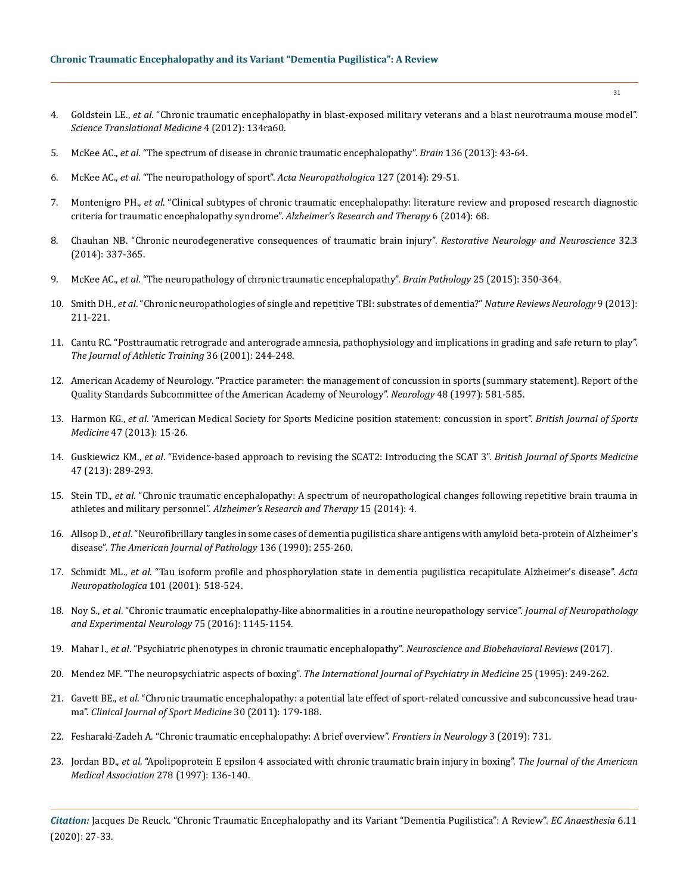4. Goldstein LE., *et al*. "Chronic traumatic encephalopathy in blast-exposed military veterans and a blast neurotrauma mouse model". *Science Translational Medicine* 4 (2012): 134ra60.

5. McKee AC., *et al*. "The spectrum of disease in chronic traumatic encephalopathy". *Brain* 136 (2013): 43-64.

6. McKee AC., *et al*. "The neuropathology of sport". *Acta Neuropathologica* 127 (2014): 29-51.

7. Montenigro PH., *et al*. "Clinical subtypes of chronic traumatic encephalopathy: literature review and proposed research diagnostic criteria for traumatic encephalopathy syndrome". *Alzheimer's Research and Therapy* 6 (2014): 68.

8. Chauhan NB. "Chronic neurodegenerative consequences of traumatic brain injury". *Restorative Neurology and Neuroscience* 32.3 (2014): 337-365.

9. McKee AC., *et al*. "The neuropathology of chronic traumatic encephalopathy". *Brain Pathology* 25 (2015): 350-364.

10. Smith DH., *et al*. "Chronic neuropathologies of single and repetitive TBI: substrates of dementia?" *Nature Reviews Neurology* 9 (2013): 211-221.

11. Cantu RC. "Posttraumatic retrograde and anterograde amnesia, pathophysiology and implications in grading and safe return to play". *The Journal of Athletic Training* 36 (2001): 244-248.

12. American Academy of Neurology. "Practice parameter: the management of concussion in sports (summary statement). Report of the Quality Standards Subcommittee of the American Academy of Neurology". *Neurology* 48 (1997): 581-585.

13. Harmon KG., *et al*. "American Medical Society for Sports Medicine position statement: concussion in sport". *British Journal of Sports Medicine* 47 (2013): 15-26.

14. Guskiewicz KM., *et al*. "Evidence-based approach to revising the SCAT2: Introducing the SCAT 3". *British Journal of Sports Medicine* 47 (213): 289-293.

15. Stein TD., *et al*. "Chronic traumatic encephalopathy: A spectrum of neuropathological changes following repetitive brain trauma in athletes and military personnel". *Alzheimer's Research and Therapy* 15 (2014): 4.

16. Allsop D., *et al*. "Neurofibrillary tangles in some cases of dementia pugilistica share antigens with amyloid beta-protein of Alzheimer's disease". *The American Journal of Pathology* 136 (1990): 255-260.

17. Schmidt ML., *et al*. "Tau isoform profile and phosphorylation state in dementia pugilistica recapitulate Alzheimer's disease". *Acta Neuropathologica* 101 (2001): 518-524.

18. Noy S., *et al*. "Chronic traumatic encephalopathy-like abnormalities in a routine neuropathology service". *Journal of Neuropathology and Experimental Neurology* 75 (2016): 1145-1154.

19. Mahar I., *et al*. "Psychiatric phenotypes in chronic traumatic encephalopathy". *Neuroscience and Biobehavioral Reviews* (2017).

20. Mendez MF. "The neuropsychiatric aspects of boxing". *The International Journal of Psychiatry in Medicine* 25 (1995): 249-262.

21. Gavett BE., *et al*. "Chronic traumatic encephalopathy: a potential late effect of sport-related concussive and subconcussive head trauma". *Clinical Journal of Sport Medicine* 30 (2011): 179-188.

22. Fesharaki-Zadeh A. "Chronic traumatic encephalopathy: A brief overview". *Frontiers in Neurology* 3 (2019): 731.

23. Jordan BD., *et al*. "Apolipoprotein E epsilon 4 associated with chronic traumatic brain injury in boxing". *The Journal of the American Medical Association* 278 (1997): 136-140.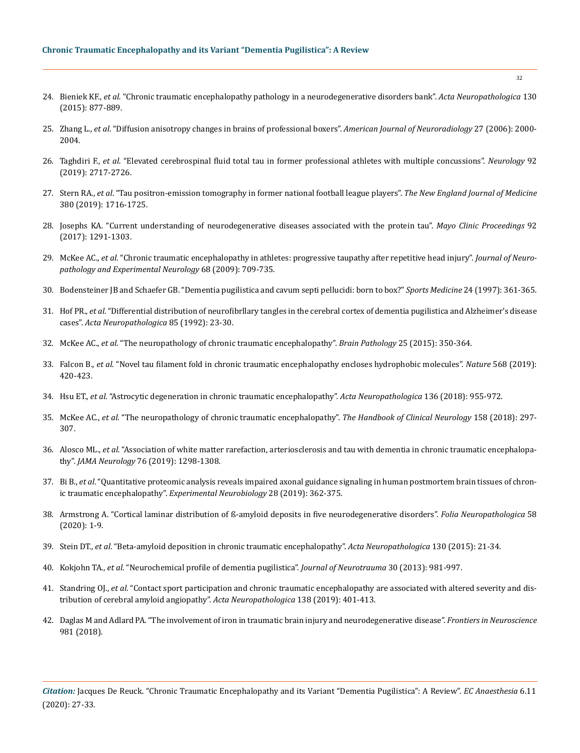24. Bieniek KF., *et al*. "Chronic traumatic encephalopathy pathology in a neurodegenerative disorders bank". *Acta Neuropathologica* 130 (2015): 877-889.
25. Zhang L., *et al*. "Diffusion anisotropy changes in brains of professional boxers". *American Journal of Neuroradiology* 27 (2006): 2000-2004.
26. Taghdiri F., *et al*. "Elevated cerebrospinal fluid total tau in former professional athletes with multiple concussions". *Neurology* 92 (2019): 2717-2726.
27. Stern RA., *et al*. "Tau positron-emission tomography in former national football league players". *The New England Journal of Medicine* 380 (2019): 1716-1725.
28. Josephs KA. "Current understanding of neurodegenerative diseases associated with the protein tau". *Mayo Clinic Proceedings* 92 (2017): 1291-1303.
29. McKee AC., *et al*. "Chronic traumatic encephalopathy in athletes: progressive taupathy after repetitive head injury". *Journal of Neuropathology and Experimental Neurology* 68 (2009): 709-735.
30. Bodensteiner JB and Schaefer GB. "Dementia pugilistica and cavum septi pellucidi: born to box?" *Sports Medicine* 24 (1997): 361-365.
31. Hof PR., *et al*. "Differential distribution of neurofibrllary tangles in the cerebral cortex of dementia pugilistica and Alzheimer's disease cases". *Acta Neuropathologica* 85 (1992): 23-30.
32. McKee AC., *et al*. "The neuropathology of chronic traumatic encephalopathy". *Brain Pathology* 25 (2015): 350-364.
33. Falcon B., *et al*. "Novel tau filament fold in chronic traumatic encephalopathy encloses hydrophobic molecules". *Nature* 568 (2019): 420-423.
34. Hsu ET., *et al*. "Astrocytic degeneration in chronic traumatic encephalopathy". *Acta Neuropathologica* 136 (2018): 955-972.
35. McKee AC., *et al*. "The neuropathology of chronic traumatic encephalopathy". *The Handbook of Clinical Neurology* 158 (2018): 297-307.
36. Alosco ML., *et al*. "Association of white matter rarefaction, arteriosclerosis and tau with dementia in chronic traumatic encephalopathy". *JAMA Neurology* 76 (2019): 1298-1308.
37. Bi B., *et al*. "Quantitative proteomic analysis reveals impaired axonal guidance signaling in human postmortem brain tissues of chronic traumatic encephalopathy". *Experimental Neurobiology* 28 (2019): 362-375.
38. Armstrong A. "Cortical laminar distribution of ß-amyloid deposits in five neurodegenerative disorders". *Folia Neuropathologica* 58 (2020): 1-9.
39. Stein DT., *et al*. "Beta-amyloid deposition in chronic traumatic encephalopathy". *Acta Neuropathologica* 130 (2015): 21-34.
40. Kokjohn TA., *et al*. "Neurochemical profile of dementia pugilistica". *Journal of Neurotrauma* 30 (2013): 981-997.
41. Standring OJ., *et al*. "Contact sport participation and chronic traumatic encephalopathy are associated with altered severity and distribution of cerebral amyloid angiopathy". *Acta Neuropathologica* 138 (2019): 401-413.
42. Daglas M and Adlard PA. "The involvement of iron in traumatic brain injury and neurodegenerative disease". *Frontiers in Neuroscience* 981 (2018).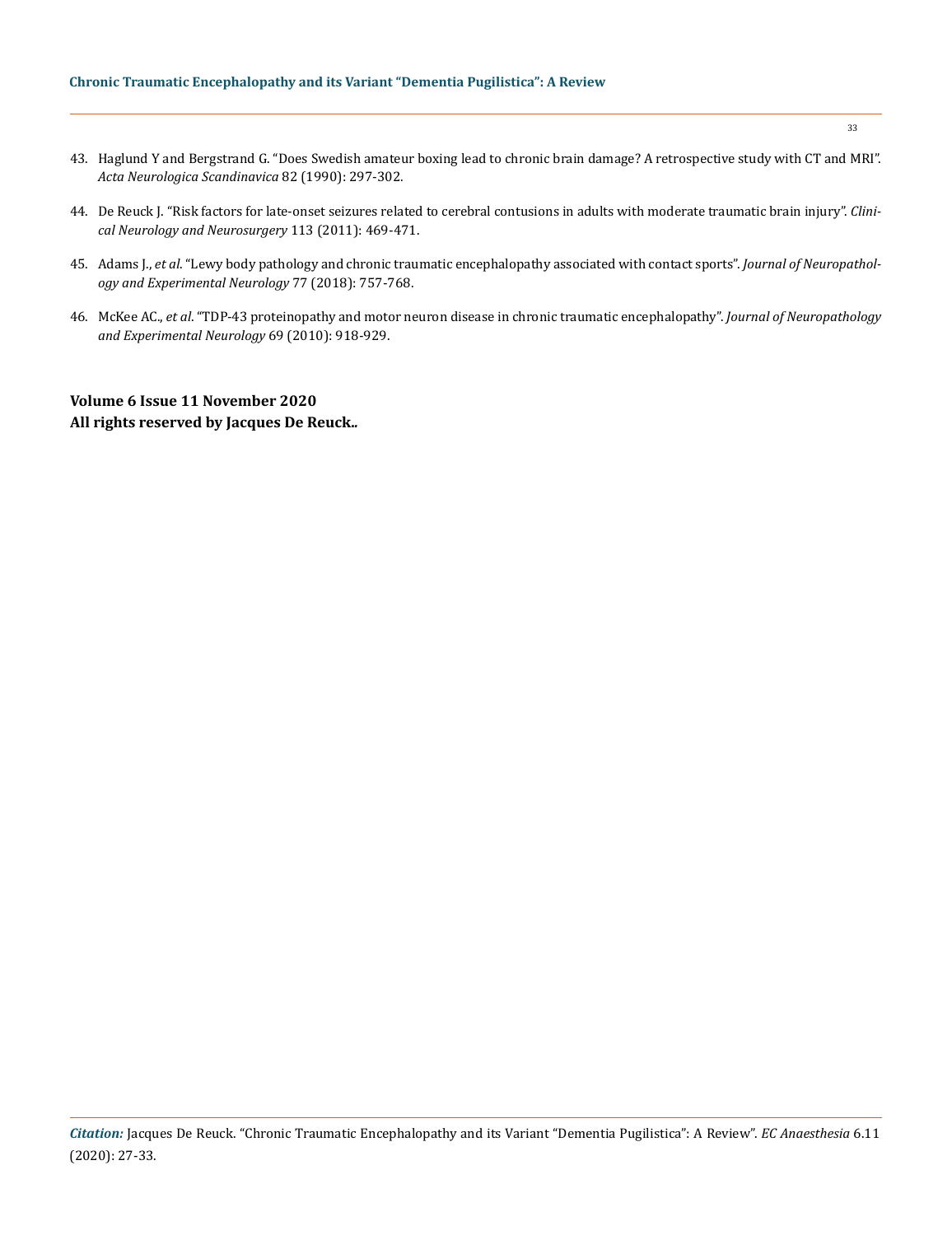43. Haglund Y and Bergstrand G. "Does Swedish amateur boxing lead to chronic brain damage? A retrospective study with CT and MRI". *Acta Neurologica Scandinavica* 82 (1990): 297-302.

44. De Reuck J. "Risk factors for late-onset seizures related to cerebral contusions in adults with moderate traumatic brain injury". *Clinical Neurology and Neurosurgery* 113 (2011): 469-471.

45. Adams J., *et al*. "Lewy body pathology and chronic traumatic encephalopathy associated with contact sports". *Journal of Neuropathology and Experimental Neurology* 77 (2018): 757-768.

46. McKee AC., *et al*. "TDP-43 proteinopathy and motor neuron disease in chronic traumatic encephalopathy". *Journal of Neuropathology and Experimental Neurology* 69 (2010): 918-929.

**Volume 6 Issue 11 November 2020**
**All rights reserved by Jacques De Reuck..**